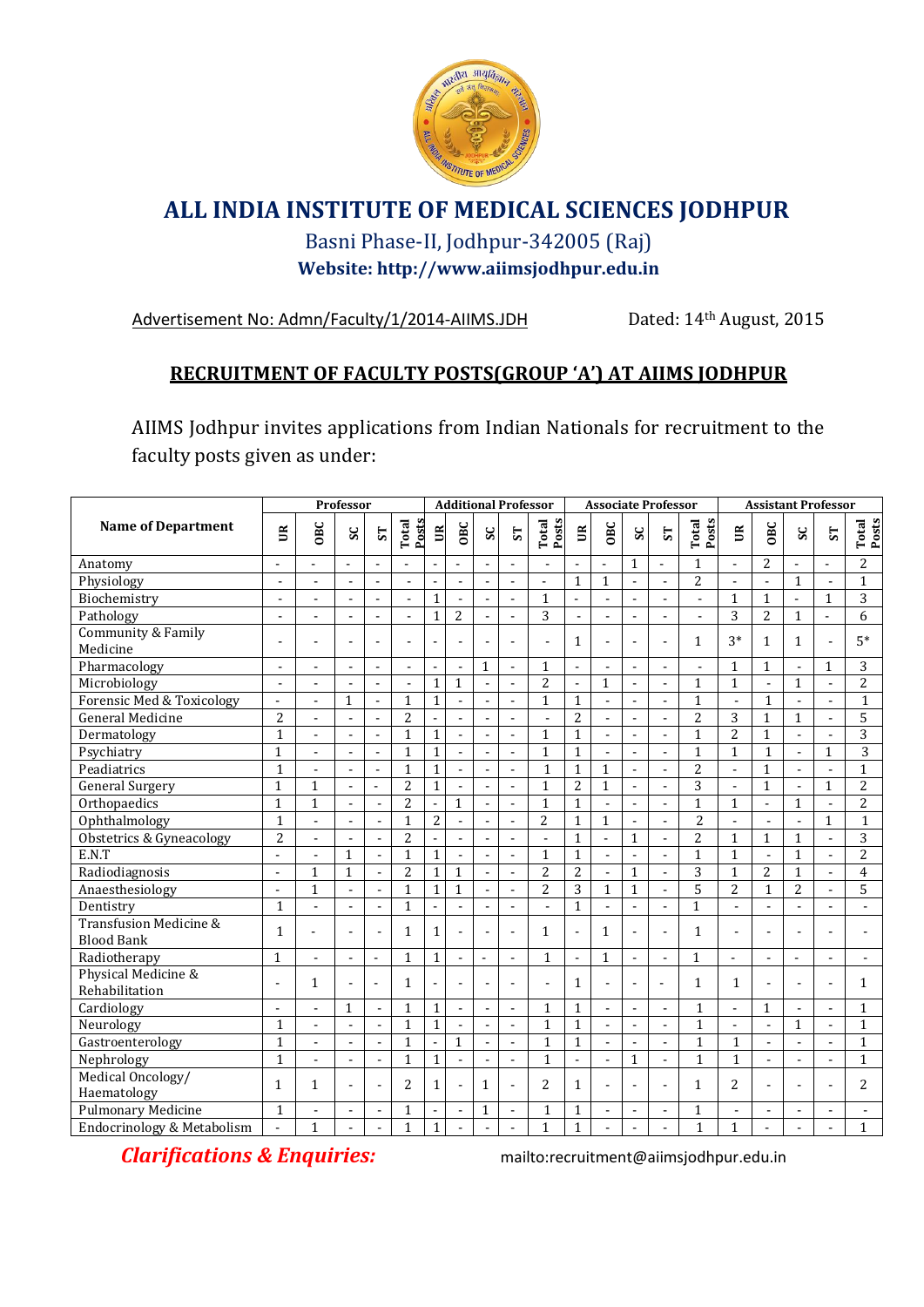# ALL INDIA INSTITUTE OF MEDICAL SCIENCES JODHPUR

Basni Phase-II, Jodhpur-342005 (Raj)

**Website: http://www.aiimsjodhpur.edu.in**

Advertisement No: Admn/Faculty/1/2014-AIIMS.JDH          Dated: 14th August, 2015

## RECRUITMENT OF FACULTY POSTS(GROUP 'A') AT AIIMS JODHPUR

AIIMS Jodhpur invites applications from Indian Nationals for recruitment to the faculty posts given as under:

| Name of Department | Professor | | | | | Additional Professor | | | | | Associate Professor | | | | | Assistant Professor | | | | |
|---|---|---|---|---|---|---|---|---|---|---|---|---|---|---|---|---|---|---|---|---|
| | UR | OBC | SC | ST | Total Posts | UR | OBC | SC | ST | Total Posts | UR | OBC | SC | ST | Total Posts | UR | OBC | SC | ST | Total Posts |
| Anatomy | - | - | - | - | - | - | - | - | - | - | - | - | 1 | - | 1 | - | 2 | - | - | 2 |
| Physiology | - | - | - | - | - | - | - | - | - | - | 1 | 1 | - | - | 2 | - | - | 1 | - | 1 |
| Biochemistry | - | - | - | - | - | 1 | - | - | - | 1 | - | - | - | - | - | 1 | 1 | - | 1 | 3 |
| Pathology | - | - | - | - | - | 1 | 2 | - | - | 3 | - | - | - | - | - | 3 | 2 | 1 | - | 6 |
| Community & Family Medicine | - | - | - | - | - | - | - | - | - | - | 1 | - | - | - | 1 | 3* | 1 | 1 | - | 5* |
| Pharmacology | - | - | - | - | - | - | - | 1 | - | 1 | - | - | - | - | - | 1 | 1 | - | 1 | 3 |
| Microbiology | - | - | - | - | - | 1 | 1 | - | - | 2 | - | 1 | - | - | 1 | 1 | - | 1 | - | 2 |
| Forensic Med & Toxicology | - | - | 1 | - | 1 | 1 | - | - | - | 1 | 1 | - | - | - | 1 | - | 1 | - | - | 1 |
| General Medicine | 2 | - | - | - | 2 | - | - | - | - | - | 2 | - | - | - | 2 | 3 | 1 | 1 | - | 5 |
| Dermatology | 1 | - | - | - | 1 | 1 | - | - | - | 1 | 1 | - | - | - | 1 | 2 | 1 | - | - | 3 |
| Psychiatry | 1 | - | - | - | 1 | 1 | - | - | - | 1 | 1 | - | - | - | 1 | 1 | 1 | - | 1 | 3 |
| Peadiatrics | 1 | - | - | - | 1 | 1 | - | - | - | 1 | 1 | 1 | - | - | 2 | - | 1 | - | - | 1 |
| General Surgery | 1 | 1 | - | - | 2 | 1 | - | - | - | 1 | 2 | 1 | - | - | 3 | - | 1 | - | 1 | 2 |
| Orthopaedics | 1 | 1 | - | - | 2 | - | 1 | - | - | 1 | 1 | - | - | - | 1 | 1 | - | 1 | - | 2 |
| Ophthalmology | 1 | - | - | - | 1 | 2 | - | - | - | 2 | 1 | 1 | - | - | 2 | - | - | - | 1 | 1 |
| Obstetrics & Gyneacology | 2 | - | - | - | 2 | - | - | - | - | - | 1 | - | 1 | - | 2 | 1 | 1 | 1 | - | 3 |
| E.N.T | - | - | 1 | - | 1 | 1 | - | - | - | 1 | 1 | - | - | - | 1 | 1 | - | 1 | - | 2 |
| Radiodiagnosis | - | 1 | 1 | - | 2 | 1 | 1 | - | - | 2 | 2 | - | 1 | - | 3 | 1 | 2 | 1 | - | 4 |
| Anaesthesiology | - | 1 | - | - | 1 | 1 | 1 | - | - | 2 | 3 | 1 | 1 | - | 5 | 2 | 1 | 2 | - | 5 |
| Dentistry | 1 | - | - | - | 1 | - | - | - | - | - | 1 | - | - | - | 1 | - | - | - | - | - |
| Transfusion Medicine & Blood Bank | 1 | - | - | - | 1 | 1 | - | - | - | 1 | - | 1 | - | - | 1 | - | - | - | - | - |
| Radiotherapy | 1 | - | - | - | 1 | 1 | - | - | - | 1 | - | 1 | - | - | 1 | - | - | - | - | - |
| Physical Medicine & Rehabilitation | - | 1 | - | - | 1 | - | - | - | - | - | 1 | - | - | - | 1 | 1 | - | - | - | 1 |
| Cardiology | - | - | 1 | - | 1 | 1 | - | - | - | 1 | 1 | - | - | - | 1 | - | 1 | - | - | 1 |
| Neurology | 1 | - | - | - | 1 | 1 | - | - | - | 1 | 1 | - | - | - | 1 | - | - | 1 | - | 1 |
| Gastroenterology | 1 | - | - | - | 1 | - | 1 | - | - | 1 | 1 | - | - | - | 1 | 1 | - | - | - | 1 |
| Nephrology | 1 | - | - | - | 1 | 1 | - | - | - | 1 | - | - | 1 | - | 1 | 1 | - | - | - | 1 |
| Medical Oncology/ Haematology | 1 | 1 | - | - | 2 | 1 | - | 1 | - | 2 | 1 | - | - | - | 1 | 2 | - | - | - | 2 |
| Pulmonary Medicine | 1 | - | - | - | 1 | - | - | 1 | - | 1 | 1 | - | - | - | 1 | - | - | - | - | - |
| Endocrinology & Metabolism | - | 1 | - | - | 1 | 1 | - | - | - | 1 | 1 | - | - | - | 1 | 1 | - | - | - | 1 |

***Clarifications & Enquiries:***          mailto:recruitment@aiimsjodhpur.edu.in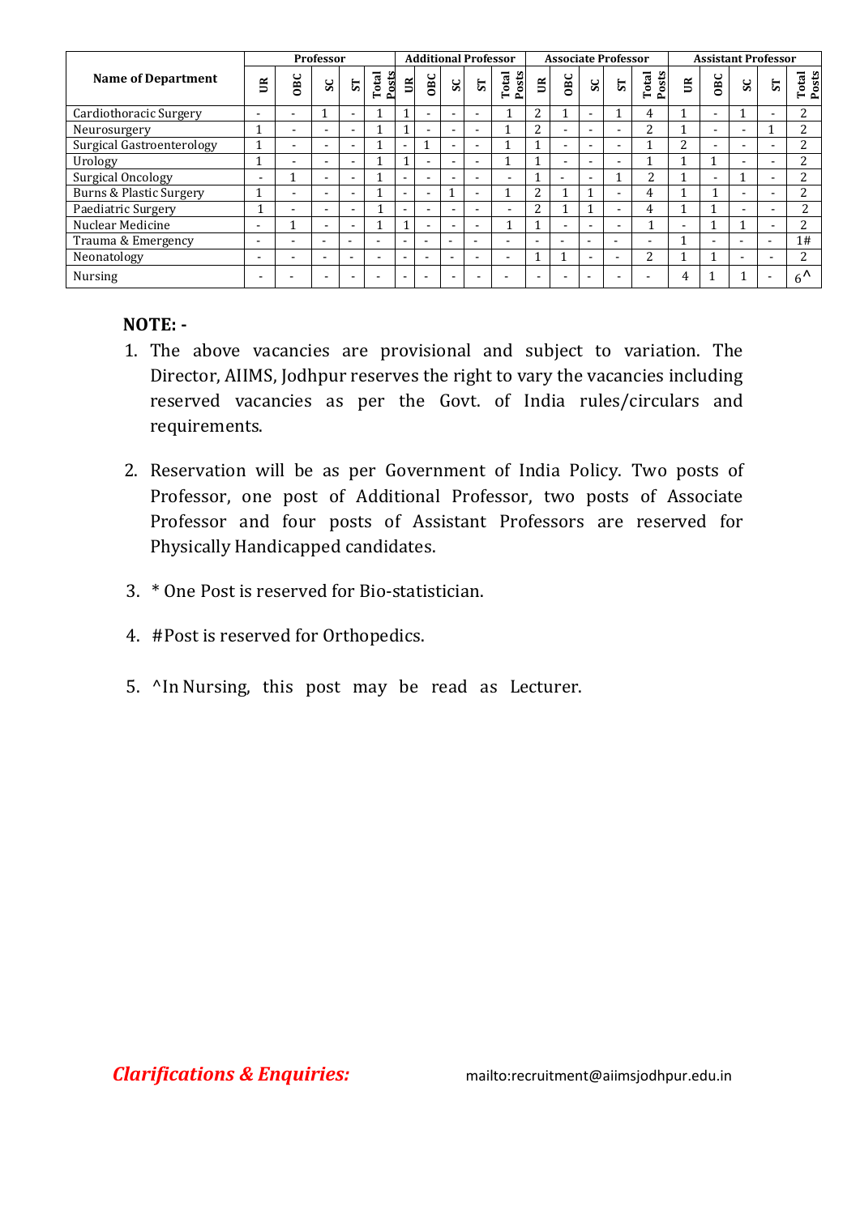| Name of Department | Professor | | | | | Additional Professor | | | | | Associate Professor | | | | | Assistant Professor | | | | |
|---|---|---|---|---|---|---|---|---|---|---|---|---|---|---|---|---|---|---|---|---|
| | UR | OBC | SC | ST | Total Posts | UR | OBC | SC | ST | Total Posts | UR | OBC | SC | ST | Total Posts | UR | OBC | SC | ST | Total Posts |
| Cardiothoracic Surgery | - | - | 1 | - | 1 | 1 | - | - | - | 1 | 2 | 1 | - | 1 | 4 | 1 | - | 1 | - | 2 |
| Neurosurgery | 1 | - | - | - | 1 | 1 | - | - | - | 1 | 2 | - | - | - | 2 | 1 | - | - | 1 | 2 |
| Surgical Gastroenterology | 1 | - | - | - | 1 | - | 1 | - | - | 1 | 1 | - | - | - | 1 | 2 | - | - | - | 2 |
| Urology | 1 | - | - | - | 1 | 1 | - | - | - | 1 | 1 | - | - | - | 1 | 1 | 1 | - | - | 2 |
| Surgical Oncology | - | 1 | - | - | 1 | - | - | - | - | - | 1 | - | - | 1 | 2 | 1 | - | 1 | - | 2 |
| Burns & Plastic Surgery | 1 | - | - | - | 1 | - | - | 1 | - | 1 | 2 | 1 | 1 | - | 4 | 1 | 1 | - | - | 2 |
| Paediatric Surgery | 1 | - | - | - | 1 | - | - | - | - | - | 2 | 1 | 1 | - | 4 | 1 | 1 | - | - | 2 |
| Nuclear Medicine | - | 1 | - | - | 1 | 1 | - | - | - | 1 | 1 | - | - | - | 1 | - | 1 | 1 | - | 2 |
| Trauma & Emergency | - | - | - | - | - | - | - | - | - | - | - | - | - | - | - | 1 | - | - | - | 1# |
| Neonatology | - | - | - | - | - | - | - | - | - | - | 1 | 1 | - | - | 2 | 1 | 1 | - | - | 2 |
| Nursing | - | - | - | - | - | - | - | - | - | - | - | - | - | - | - | 4 | 1 | 1 | - | 6^ |

**NOTE: -**

1. The above vacancies are provisional and subject to variation. The Director, AIIMS, Jodhpur reserves the right to vary the vacancies including reserved vacancies as per the Govt. of India rules/circulars and requirements.
2. Reservation will be as per Government of India Policy. Two posts of Professor, one post of Additional Professor, two posts of Associate Professor and four posts of Assistant Professors are reserved for Physically Handicapped candidates.
3. * One Post is reserved for Bio-statistician.
4. #Post is reserved for Orthopedics.
5. ^In Nursing, this post may be read as Lecturer.

***Clarifications & Enquiries:*** mailto:recruitment@aiimsjodhpur.edu.in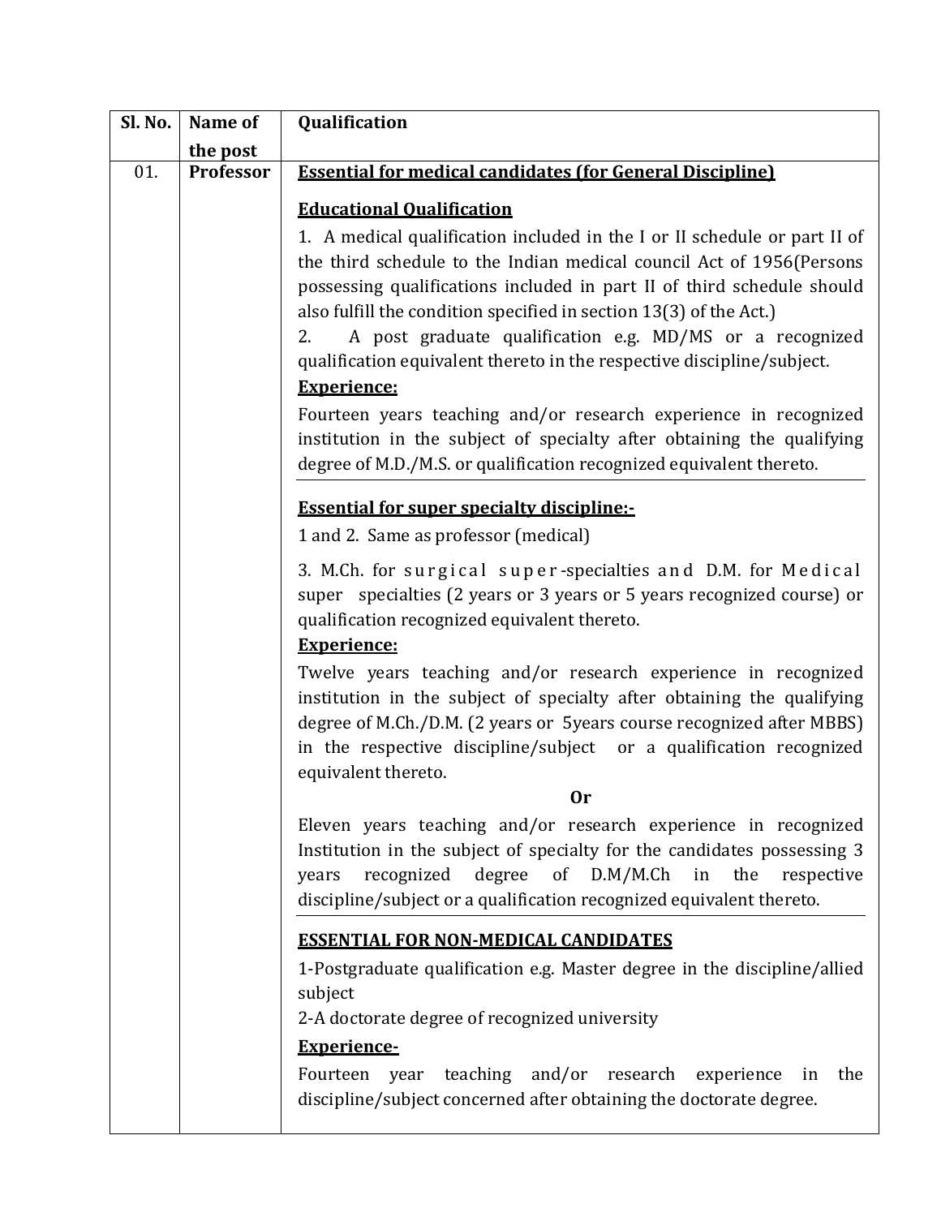| Sl. No. | Name of the post | Qualification |
|---|---|---|
| 01. | **Professor** | **<u>Essential for medical candidates (for General Discipline)</u>**<br><br>**<u>Educational Qualification</u>**<br>1. A medical qualification included in the I or II schedule or part II of the third schedule to the Indian medical council Act of 1956(Persons possessing qualifications included in part II of third schedule should also fulfill the condition specified in section 13(3) of the Act.)<br>2. A post graduate qualification e.g. MD/MS or a recognized qualification equivalent thereto in the respective discipline/subject.<br>**<u>Experience:</u>**<br>Fourteen years teaching and/or research experience in recognized institution in the subject of specialty after obtaining the qualifying degree of M.D./M.S. or qualification recognized equivalent thereto.<br><br>**<u>Essential for super specialty discipline:-</u>**<br>1 and 2. Same as professor (medical)<br>3. M.Ch. for surgical super-specialties and D.M. for Medical super specialties (2 years or 3 years or 5 years recognized course) or qualification recognized equivalent thereto.<br>**<u>Experience:</u>**<br>Twelve years teaching and/or research experience in recognized institution in the subject of specialty after obtaining the qualifying degree of M.Ch./D.M. (2 years or 5years course recognized after MBBS) in the respective discipline/subject or a qualification recognized equivalent thereto.<br>**Or**<br>Eleven years teaching and/or research experience in recognized Institution in the subject of specialty for the candidates possessing 3 years recognized degree of D.M/M.Ch in the respective discipline/subject or a qualification recognized equivalent thereto.<br><br>**<u>ESSENTIAL FOR NON-MEDICAL CANDIDATES</u>**<br>1-Postgraduate qualification e.g. Master degree in the discipline/allied subject<br>2-A doctorate degree of recognized university<br>**<u>Experience-</u>**<br>Fourteen year teaching and/or research experience in the discipline/subject concerned after obtaining the doctorate degree. |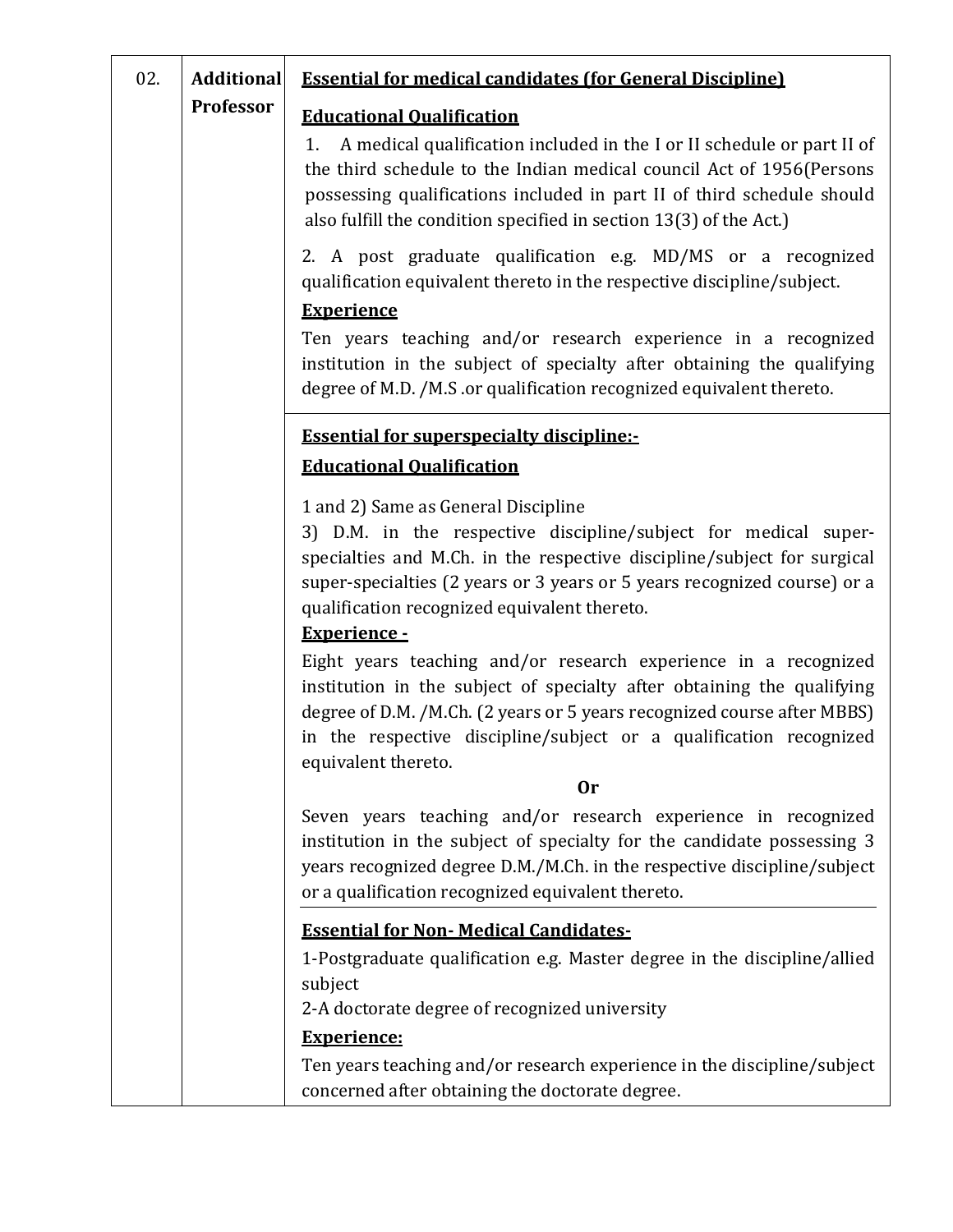| 02. | Additional Professor | **Essential for medical candidates (for General Discipline)**<br><br>**Educational Qualification**<br>1. A medical qualification included in the I or II schedule or part II of the third schedule to the Indian medical council Act of 1956(Persons possessing qualifications included in part II of third schedule should also fulfill the condition specified in section 13(3) of the Act.)<br><br>2. A post graduate qualification e.g. MD/MS or a recognized qualification equivalent thereto in the respective discipline/subject.<br><br>**Experience**<br>Ten years teaching and/or research experience in a recognized institution in the subject of specialty after obtaining the qualifying degree of M.D. /M.S .or qualification recognized equivalent thereto. |
|---|---|---|
| | | **Essential for superspecialty discipline:-**<br><br>**Educational Qualification**<br><br>1 and 2) Same as General Discipline<br>3) D.M. in the respective discipline/subject for medical super-specialties and M.Ch. in the respective discipline/subject for surgical super-specialties (2 years or 3 years or 5 years recognized course) or a qualification recognized equivalent thereto.<br><br>**Experience -**<br>Eight years teaching and/or research experience in a recognized institution in the subject of specialty after obtaining the qualifying degree of D.M. /M.Ch. (2 years or 5 years recognized course after MBBS) in the respective discipline/subject or a qualification recognized equivalent thereto.<br><br>**Or**<br><br>Seven years teaching and/or research experience in recognized institution in the subject of specialty for the candidate possessing 3 years recognized degree D.M./M.Ch. in the respective discipline/subject or a qualification recognized equivalent thereto.<br><br>**Essential for Non- Medical Candidates-**<br>1-Postgraduate qualification e.g. Master degree in the discipline/allied subject<br>2-A doctorate degree of recognized university<br><br>**Experience:**<br>Ten years teaching and/or research experience in the discipline/subject concerned after obtaining the doctorate degree. |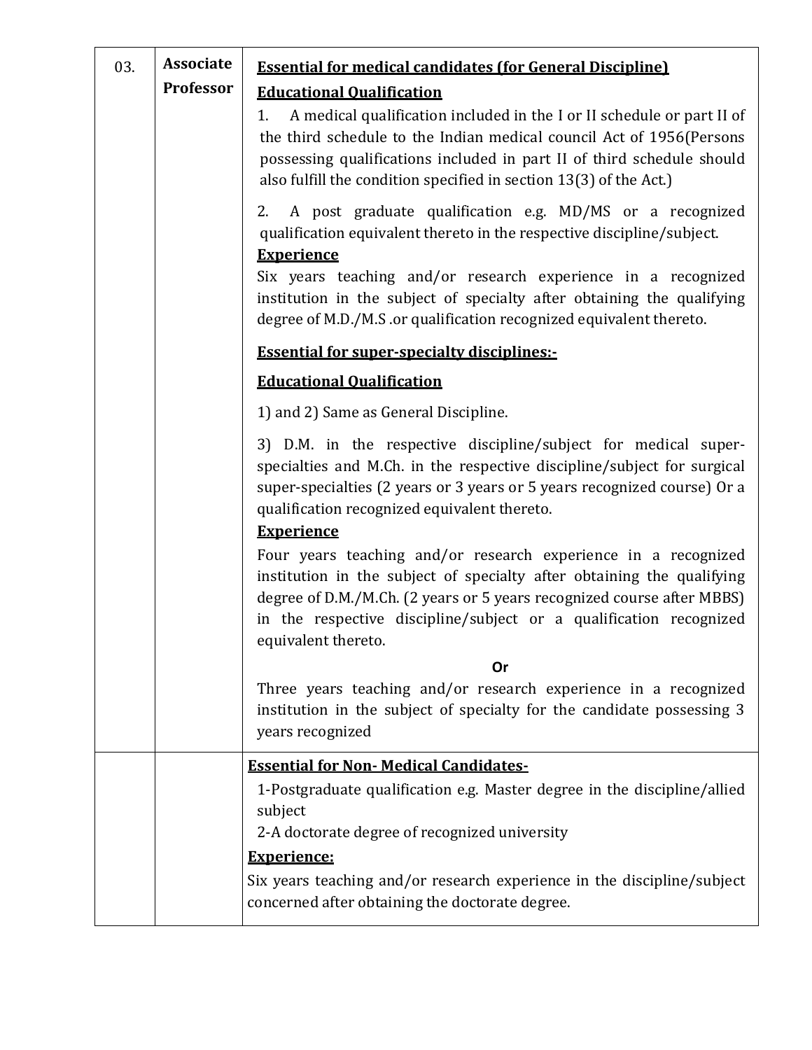| 03. | Associate Professor | **Essential for medical candidates (for General Discipline)**<br>**Educational Qualification**<br>1. A medical qualification included in the I or II schedule or part II of the third schedule to the Indian medical council Act of 1956(Persons possessing qualifications included in part II of third schedule should also fulfill the condition specified in section 13(3) of the Act.)<br>2. A post graduate qualification e.g. MD/MS or a recognized qualification equivalent thereto in the respective discipline/subject.<br>**Experience**<br>Six years teaching and/or research experience in a recognized institution in the subject of specialty after obtaining the qualifying degree of M.D./M.S .or qualification recognized equivalent thereto.<br>**Essential for super-specialty disciplines:-**<br>**Educational Qualification**<br>1) and 2) Same as General Discipline.<br>3) D.M. in the respective discipline/subject for medical super-specialties and M.Ch. in the respective discipline/subject for surgical super-specialties (2 years or 3 years or 5 years recognized course) Or a qualification recognized equivalent thereto.<br>**Experience**<br>Four years teaching and/or research experience in a recognized institution in the subject of specialty after obtaining the qualifying degree of D.M./M.Ch. (2 years or 5 years recognized course after MBBS) in the respective discipline/subject or a qualification recognized equivalent thereto.<br>**Or**<br>Three years teaching and/or research experience in a recognized institution in the subject of specialty for the candidate possessing 3 years recognized |
|---|---|---|
| | | **Essential for Non- Medical Candidates-**<br>1-Postgraduate qualification e.g. Master degree in the discipline/allied subject<br>2-A doctorate degree of recognized university<br>**Experience:**<br>Six years teaching and/or research experience in the discipline/subject concerned after obtaining the doctorate degree. |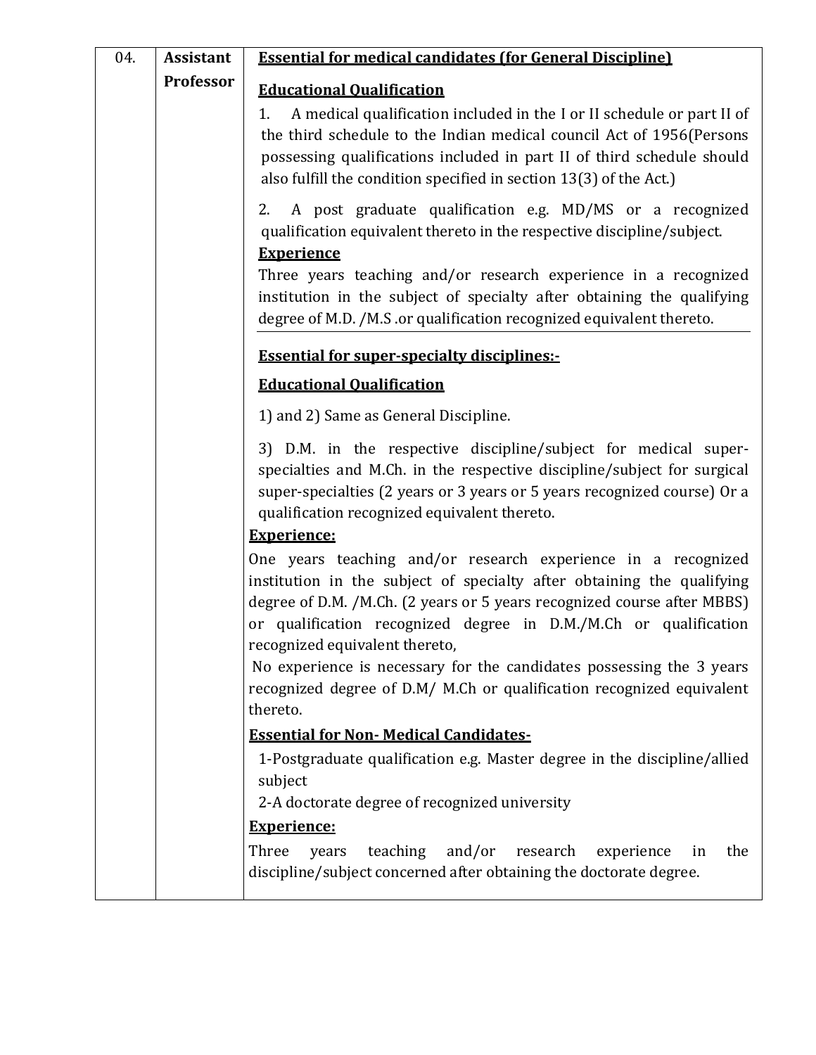| 04. | **Assistant Professor** | **Essential for medical candidates (for General Discipline)**<br><br>**Educational Qualification**<br><br>1. A medical qualification included in the I or II schedule or part II of the third schedule to the Indian medical council Act of 1956(Persons possessing qualifications included in part II of third schedule should also fulfill the condition specified in section 13(3) of the Act.)<br><br>2. A post graduate qualification e.g. MD/MS or a recognized qualification equivalent thereto in the respective discipline/subject.<br><br>**Experience**<br><br>Three years teaching and/or research experience in a recognized institution in the subject of specialty after obtaining the qualifying degree of M.D. /M.S .or qualification recognized equivalent thereto.<br><br>**Essential for super-specialty disciplines:-**<br><br>**Educational Qualification**<br><br>1) and 2) Same as General Discipline.<br><br>3) D.M. in the respective discipline/subject for medical super-specialties and M.Ch. in the respective discipline/subject for surgical super-specialties (2 years or 3 years or 5 years recognized course) Or a qualification recognized equivalent thereto.<br><br>**Experience:**<br><br>One years teaching and/or research experience in a recognized institution in the subject of specialty after obtaining the qualifying degree of D.M. /M.Ch. (2 years or 5 years recognized course after MBBS) or qualification recognized degree in D.M./M.Ch or qualification recognized equivalent thereto,<br><br>No experience is necessary for the candidates possessing the 3 years recognized degree of D.M/ M.Ch or qualification recognized equivalent thereto.<br><br>**Essential for Non- Medical Candidates-**<br><br>1-Postgraduate qualification e.g. Master degree in the discipline/allied subject<br><br>2-A doctorate degree of recognized university<br><br>**Experience:**<br><br>Three years teaching and/or research experience in the discipline/subject concerned after obtaining the doctorate degree. |
|---|---|---|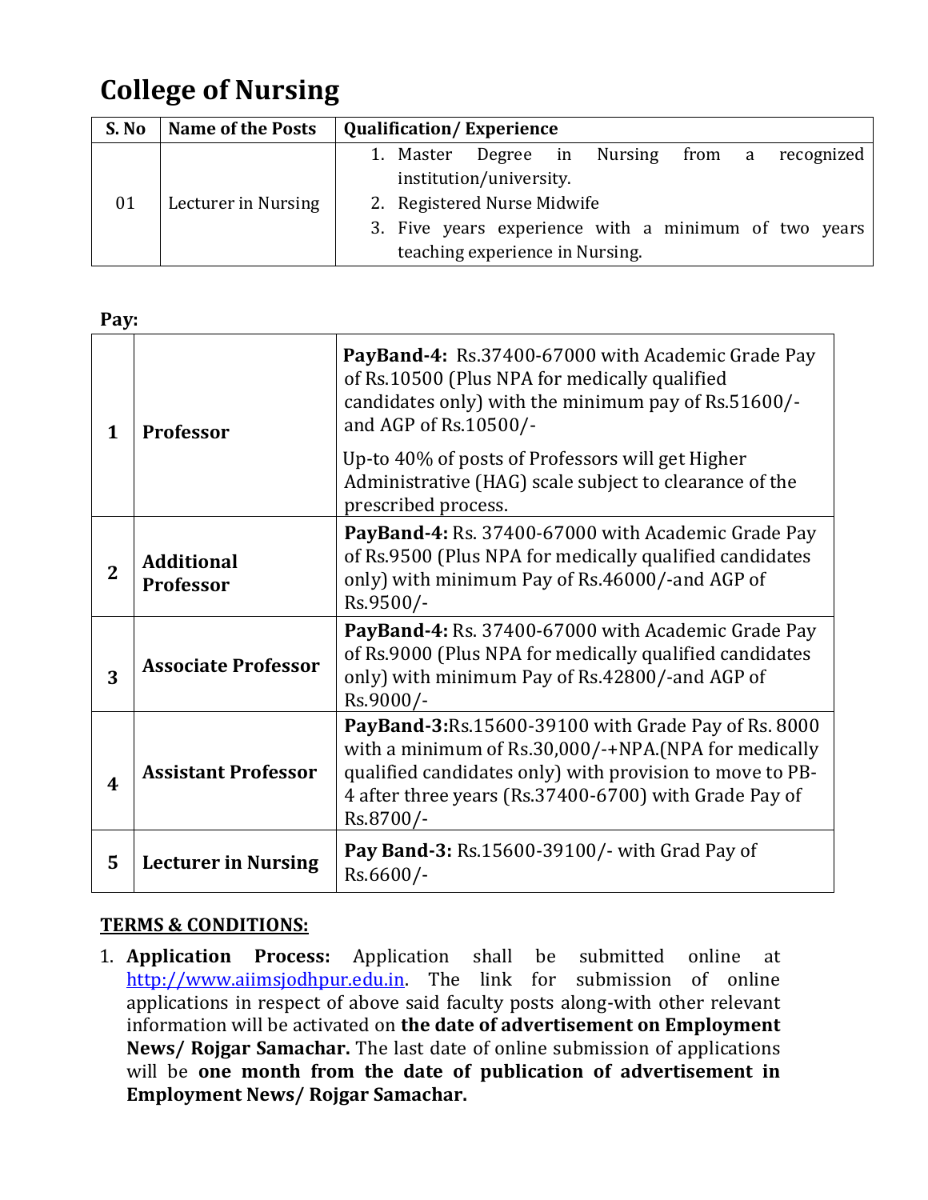## College of Nursing

| S. No | Name of the Posts | Qualification/ Experience |
|---|---|---|
| 01 | Lecturer in Nursing | 1. Master Degree in Nursing from a recognized institution/university. 2. Registered Nurse Midwife 3. Five years experience with a minimum of two years teaching experience in Nursing. |

**Pay:**

| | | |
|---|---|---|
| **1** | **Professor** | **PayBand-4:** Rs.37400-67000 with Academic Grade Pay of Rs.10500 (Plus NPA for medically qualified candidates only) with the minimum pay of Rs.51600/- and AGP of Rs.10500/- <br><br> Up-to 40% of posts of Professors will get Higher Administrative (HAG) scale subject to clearance of the prescribed process. |
| **2** | **Additional Professor** | **PayBand-4:** Rs. 37400-67000 with Academic Grade Pay of Rs.9500 (Plus NPA for medically qualified candidates only) with minimum Pay of Rs.46000/-and AGP of Rs.9500/- |
| **3** | **Associate Professor** | **PayBand-4:** Rs. 37400-67000 with Academic Grade Pay of Rs.9000 (Plus NPA for medically qualified candidates only) with minimum Pay of Rs.42800/-and AGP of Rs.9000/- |
| **4** | **Assistant Professor** | **PayBand-3:**Rs.15600-39100 with Grade Pay of Rs. 8000 with a minimum of Rs.30,000/-+NPA.(NPA for medically qualified candidates only) with provision to move to PB-4 after three years (Rs.37400-6700) with Grade Pay of Rs.8700/- |
| **5** | **Lecturer in Nursing** | **Pay Band-3:** Rs.15600-39100/- with Grad Pay of Rs.6600/- |

**TERMS & CONDITIONS:**

1. **Application Process:** Application shall be submitted online at http://www.aiimsjodhpur.edu.in. The link for submission of online applications in respect of above said faculty posts along-with other relevant information will be activated on **the date of advertisement on Employment News/ Rojgar Samachar.** The last date of online submission of applications will be **one month from the date of publication of advertisement in Employment News/ Rojgar Samachar.**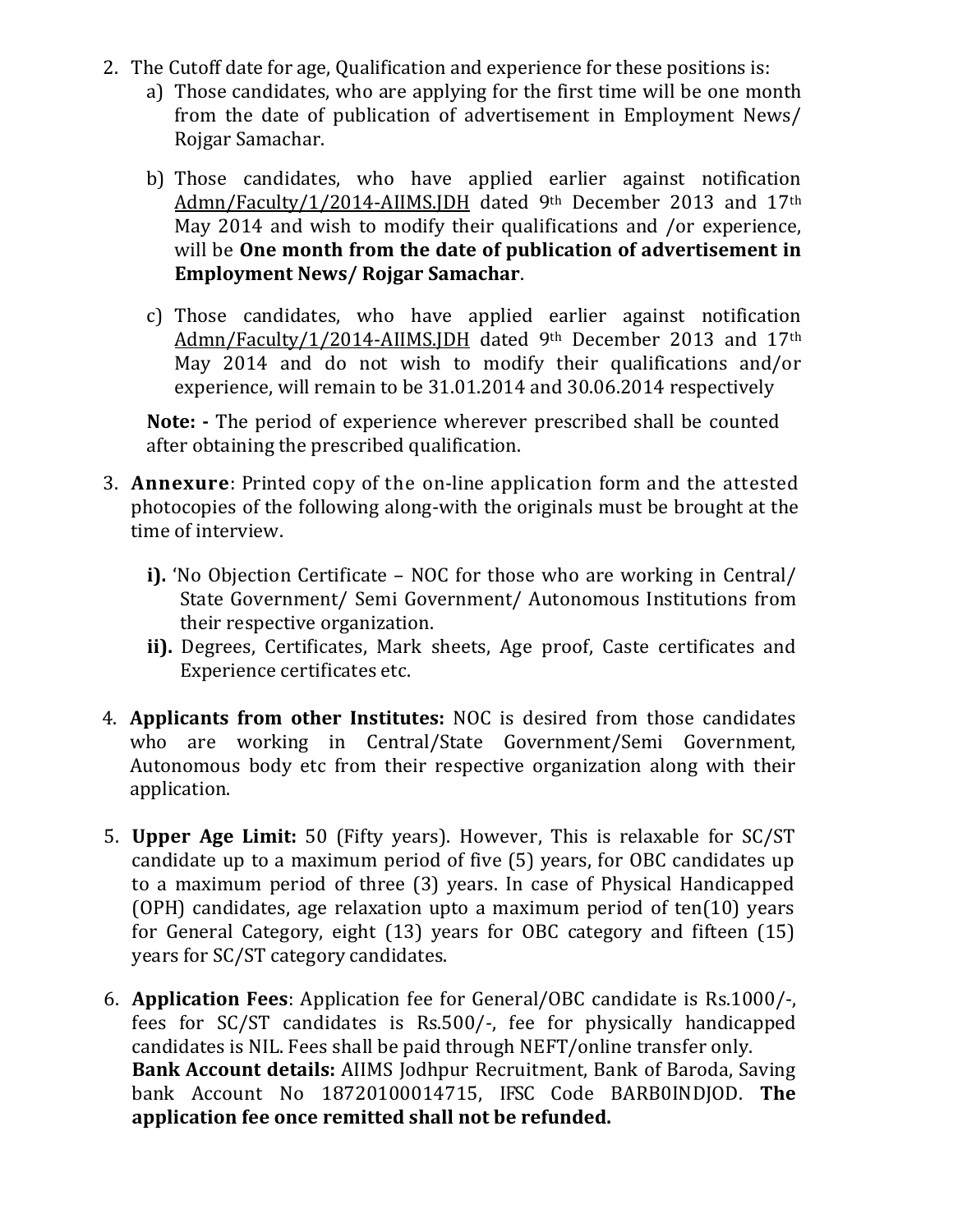2. The Cutoff date for age, Qualification and experience for these positions is:
   a) Those candidates, who are applying for the first time will be one month from the date of publication of advertisement in Employment News/ Rojgar Samachar.

   b) Those candidates, who have applied earlier against notification Admn/Faculty/1/2014-AIIMS.JDH dated 9th December 2013 and 17th May 2014 and wish to modify their qualifications and /or experience, will be **One month from the date of publication of advertisement in Employment News/ Rojgar Samachar**.

   c) Those candidates, who have applied earlier against notification Admn/Faculty/1/2014-AIIMS.JDH dated 9th December 2013 and 17th May 2014 and do not wish to modify their qualifications and/or experience, will remain to be 31.01.2014 and 30.06.2014 respectively

   **Note: -** The period of experience wherever prescribed shall be counted after obtaining the prescribed qualification.

3. **Annexure**: Printed copy of the on-line application form and the attested photocopies of the following along-with the originals must be brought at the time of interview.

   **i).** 'No Objection Certificate – NOC for those who are working in Central/ State Government/ Semi Government/ Autonomous Institutions from their respective organization.

   **ii).** Degrees, Certificates, Mark sheets, Age proof, Caste certificates and Experience certificates etc.

4. **Applicants from other Institutes:** NOC is desired from those candidates who are working in Central/State Government/Semi Government, Autonomous body etc from their respective organization along with their application.

5. **Upper Age Limit:** 50 (Fifty years). However, This is relaxable for SC/ST candidate up to a maximum period of five (5) years, for OBC candidates up to a maximum period of three (3) years. In case of Physical Handicapped (OPH) candidates, age relaxation upto a maximum period of ten(10) years for General Category, eight (13) years for OBC category and fifteen (15) years for SC/ST category candidates.

6. **Application Fees**: Application fee for General/OBC candidate is Rs.1000/-, fees for SC/ST candidates is Rs.500/-, fee for physically handicapped candidates is NIL. Fees shall be paid through NEFT/online transfer only.
   **Bank Account details:** AIIMS Jodhpur Recruitment, Bank of Baroda, Saving bank Account No 18720100014715, IFSC Code BARB0INDJOD. **The application fee once remitted shall not be refunded.**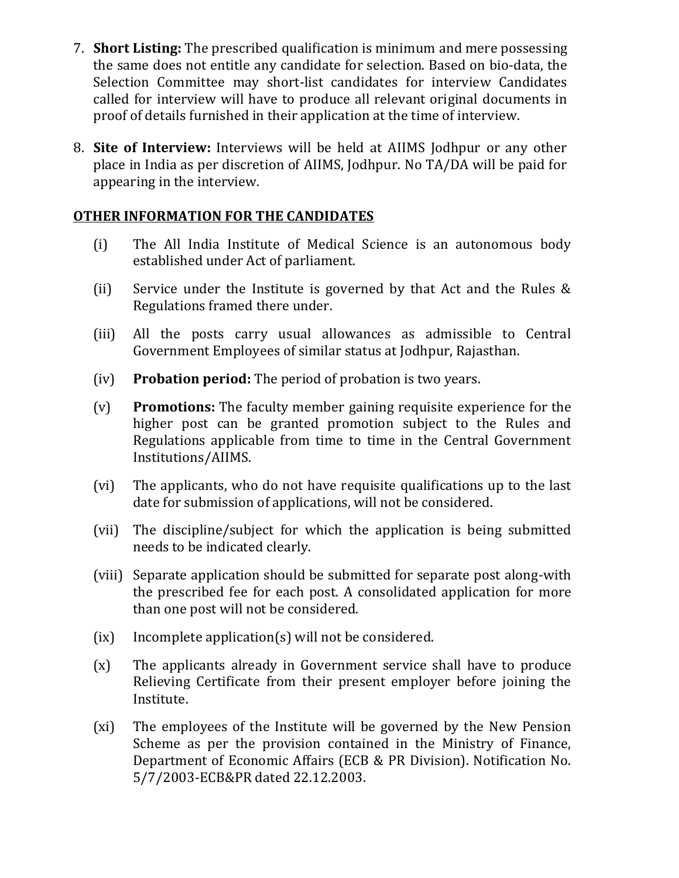7. **Short Listing:** The prescribed qualification is minimum and mere possessing the same does not entitle any candidate for selection. Based on bio-data, the Selection Committee may short-list candidates for interview Candidates called for interview will have to produce all relevant original documents in proof of details furnished in their application at the time of interview.

8. **Site of Interview:** Interviews will be held at AIIMS Jodhpur or any other place in India as per discretion of AIIMS, Jodhpur. No TA/DA will be paid for appearing in the interview.

**OTHER INFORMATION FOR THE CANDIDATES**

(i) The All India Institute of Medical Science is an autonomous body established under Act of parliament.

(ii) Service under the Institute is governed by that Act and the Rules & Regulations framed there under.

(iii) All the posts carry usual allowances as admissible to Central Government Employees of similar status at Jodhpur, Rajasthan.

(iv) **Probation period:** The period of probation is two years.

(v) **Promotions:** The faculty member gaining requisite experience for the higher post can be granted promotion subject to the Rules and Regulations applicable from time to time in the Central Government Institutions/AIIMS.

(vi) The applicants, who do not have requisite qualifications up to the last date for submission of applications, will not be considered.

(vii) The discipline/subject for which the application is being submitted needs to be indicated clearly.

(viii) Separate application should be submitted for separate post along-with the prescribed fee for each post. A consolidated application for more than one post will not be considered.

(ix) Incomplete application(s) will not be considered.

(x) The applicants already in Government service shall have to produce Relieving Certificate from their present employer before joining the Institute.

(xi) The employees of the Institute will be governed by the New Pension Scheme as per the provision contained in the Ministry of Finance, Department of Economic Affairs (ECB & PR Division). Notification No. 5/7/2003-ECB&PR dated 22.12.2003.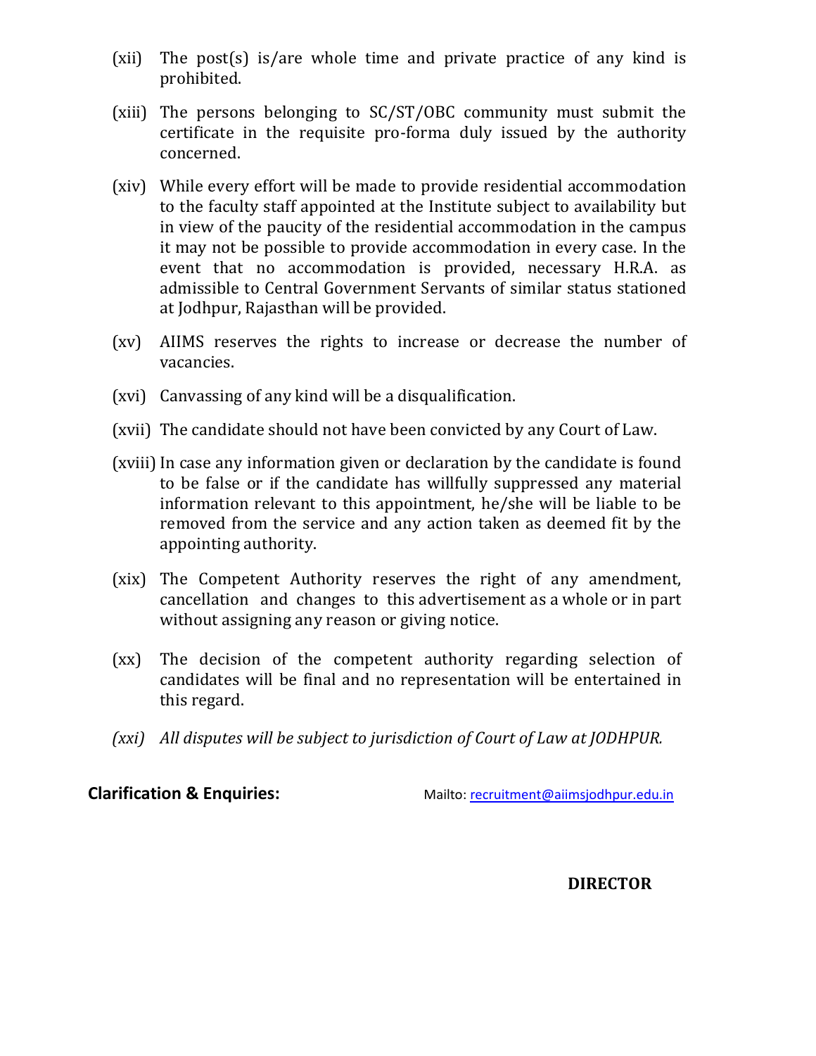(xii) The post(s) is/are whole time and private practice of any kind is prohibited.

(xiii) The persons belonging to SC/ST/OBC community must submit the certificate in the requisite pro-forma duly issued by the authority concerned.

(xiv) While every effort will be made to provide residential accommodation to the faculty staff appointed at the Institute subject to availability but in view of the paucity of the residential accommodation in the campus it may not be possible to provide accommodation in every case. In the event that no accommodation is provided, necessary H.R.A. as admissible to Central Government Servants of similar status stationed at Jodhpur, Rajasthan will be provided.

(xv) AIIMS reserves the rights to increase or decrease the number of vacancies.

(xvi) Canvassing of any kind will be a disqualification.

(xvii) The candidate should not have been convicted by any Court of Law.

(xviii) In case any information given or declaration by the candidate is found to be false or if the candidate has willfully suppressed any material information relevant to this appointment, he/she will be liable to be removed from the service and any action taken as deemed fit by the appointing authority.

(xix) The Competent Authority reserves the right of any amendment, cancellation and changes to this advertisement as a whole or in part without assigning any reason or giving notice.

(xx) The decision of the competent authority regarding selection of candidates will be final and no representation will be entertained in this regard.

*(xxi) All disputes will be subject to jurisdiction of Court of Law at JODHPUR.*

**Clarification & Enquiries:** Mailto: recruitment@aiimsjodhpur.edu.in

**DIRECTOR**